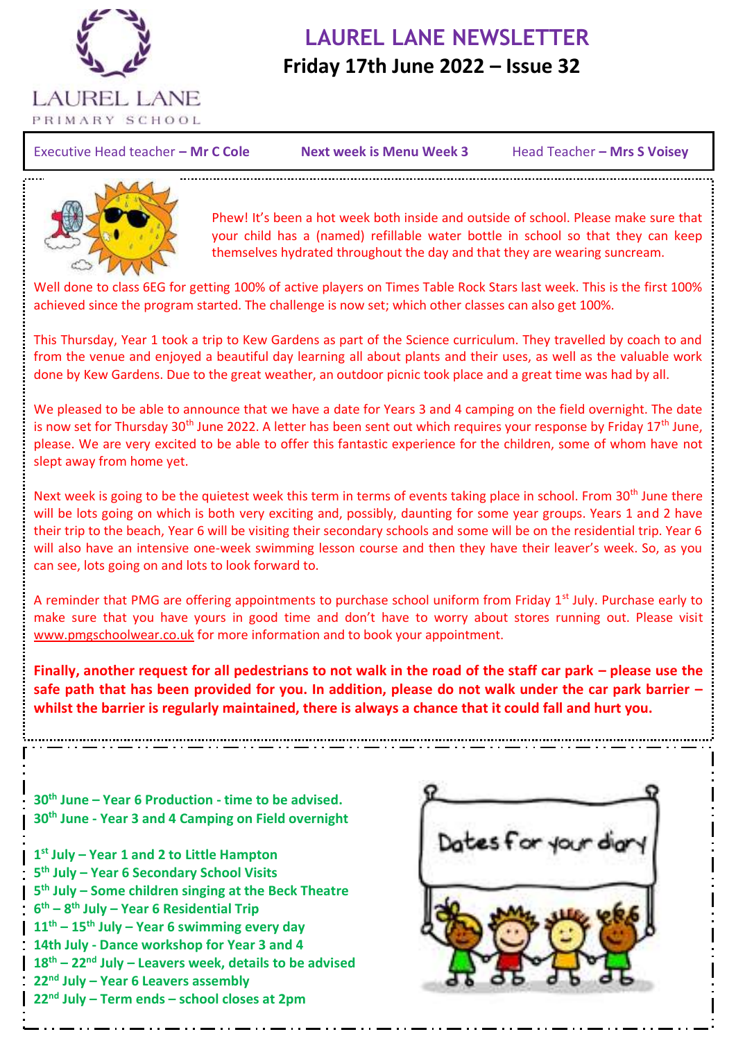# LAUREL LANE NEWSLETTER

## Friday 17th June 2022 – Issue 32

Executive Head teacher – **Mr C Cole** | **Next week is Menu Week 3** | Head Teacher – **Mrs S Voisey**

Phew! It's been a hot week both inside and outside of school. Please make sure that your child has a (named) refillable water bottle in school so that they can keep themselves hydrated throughout the day and that they are wearing suncream.

Well done to class 6EG for getting 100% of active players on Times Table Rock Stars last week. This is the first 100% achieved since the program started. The challenge is now set; which other classes can also get 100%.

This Thursday, Year 1 took a trip to Kew Gardens as part of the Science curriculum. They travelled by coach to and from the venue and enjoyed a beautiful day learning all about plants and their uses, as well as the valuable work done by Kew Gardens. Due to the great weather, an outdoor picnic took place and a great time was had by all.

We pleased to be able to announce that we have a date for Years 3 and 4 camping on the field overnight. The date is now set for Thursday 30th June 2022. A letter has been sent out which requires your response by Friday 17th June, please. We are very excited to be able to offer this fantastic experience for the children, some of whom have not slept away from home yet.

Next week is going to be the quietest week this term in terms of events taking place in school. From 30th June there will be lots going on which is both very exciting and, possibly, daunting for some year groups. Years 1 and 2 have their trip to the beach, Year 6 will be visiting their secondary schools and some will be on the residential trip. Year 6 will also have an intensive one-week swimming lesson course and then they have their leaver's week. So, as you can see, lots going on and lots to look forward to.

A reminder that PMG are offering appointments to purchase school uniform from Friday 1st July. Purchase early to make sure that you have yours in good time and don't have to worry about stores running out. Please visit www.pmgschoolwear.co.uk for more information and to book your appointment.

**Finally, another request for all pedestrians to not walk in the road of the staff car park – please use the safe path that has been provided for you. In addition, please do not walk under the car park barrier – whilst the barrier is regularly maintained, there is always a chance that it could fall and hurt you.**

## Dates for your diary

**30th June – Year 6 Production - time to be advised.**
**30th June - Year 3 and 4 Camping on Field overnight**

**1st July – Year 1 and 2 to Little Hampton**
**5th July – Year 6 Secondary School Visits**
**5th July – Some children singing at the Beck Theatre**
**6th – 8th July – Year 6 Residential Trip**
**11th – 15th July – Year 6 swimming every day**
**14th July - Dance workshop for Year 3 and 4**
**18th – 22nd July – Leavers week, details to be advised**
**22nd July – Year 6 Leavers assembly**
**22nd July – Term ends – school closes at 2pm**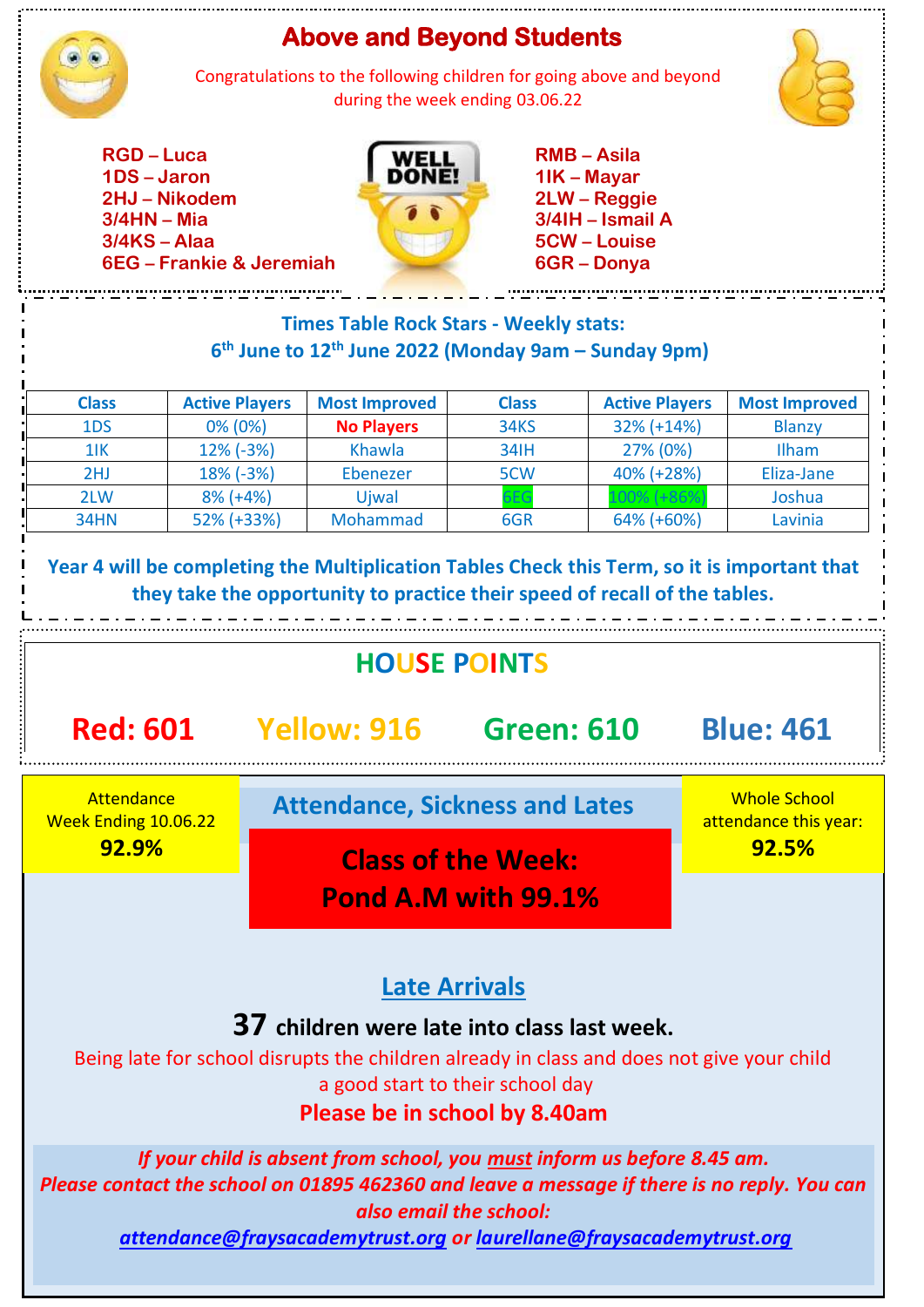## Above and Beyond Students

Congratulations to the following children for going above and beyond during the week ending 03.06.22

**RGD – Luca**
**1DS – Jaron**
**2HJ – Nikodem**
**3/4HN – Mia**
**3/4KS – Alaa**
**6EG – Frankie & Jeremiah**

**RMB – Asila**
**1IK – Mayar**
**2LW – Reggie**
**3/4IH – Ismail A**
**5CW – Louise**
**6GR – Donya**

## Times Table Rock Stars - Weekly stats:
## 6th June to 12th June 2022 (Monday 9am – Sunday 9pm)

| Class | Active Players | Most Improved | Class | Active Players | Most Improved |
|---|---|---|---|---|---|
| 1DS | 0% (0%) | **No Players** | 34KS | 32% (+14%) | Blanzy |
| 1IK | 12% (-3%) | Khawla | 34IH | 27% (0%) | Ilham |
| 2HJ | 18% (-3%) | Ebenezer | 5CW | 40% (+28%) | Eliza-Jane |
| 2LW | 8% (+4%) | Ujwal | 6EG | 100% (+86%) | Joshua |
| 34HN | 52% (+33%) | Mohammad | 6GR | 64% (+60%) | Lavinia |

**Year 4 will be completing the Multiplication Tables Check this Term, so it is important that they take the opportunity to practice their speed of recall of the tables.**

## HOUSE POINTS

**Red: 601** **Yellow: 916** **Green: 610** **Blue: 461**

Attendance
Week Ending 10.06.22
**92.9%**

## Attendance, Sickness and Lates

**Class of the Week:**
**Pond A.M with 99.1%**

Whole School attendance this year:
**92.5%**

## Late Arrivals

**37 children were late into class last week.**

Being late for school disrupts the children already in class and does not give your child a good start to their school day

**Please be in school by 8.40am**

***If your child is absent from school, you must inform us before 8.45 am.***
***Please contact the school on 01895 462360 and leave a message if there is no reply. You can also email the school:***
***attendance@fraysacademytrust.org or laurellane@fraysacademytrust.org***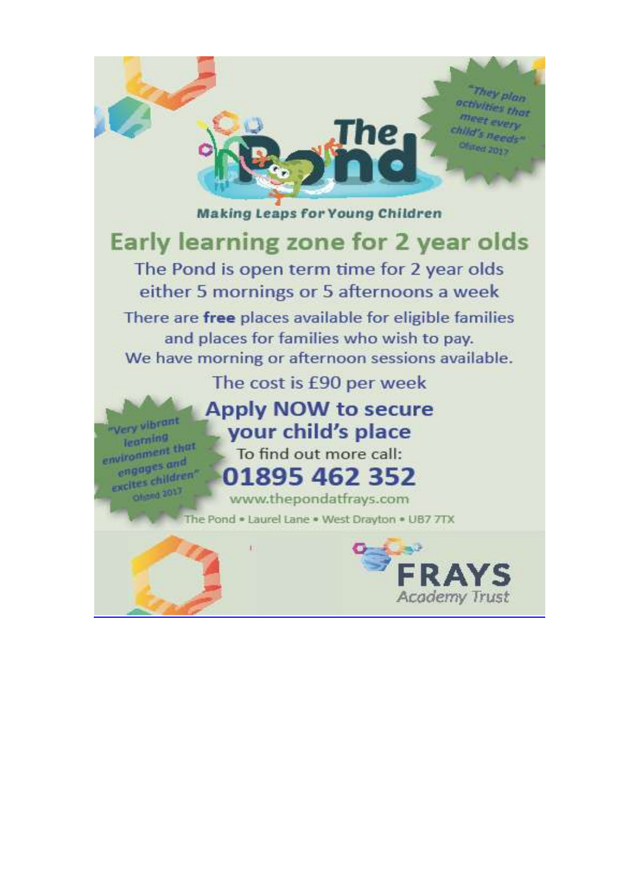# The Pond

*"They plan activities that meet every child's needs"* Ofsted 2017

**Making Leaps for Young Children**

## Early learning zone for 2 year olds

The Pond is open term time for 2 year olds either 5 mornings or 5 afternoons a week

There are **free** places available for eligible families and places for families who wish to pay.
We have morning or afternoon sessions available.

The cost is £90 per week

*"Very vibrant learning environment that engages and excites children"* Ofsted 2017

### Apply NOW to secure your child's place

To find out more call:

**01895 462 352**

www.thepondatfrays.com

The Pond • Laurel Lane • West Drayton • UB7 7TX

FRAYS Academy Trust